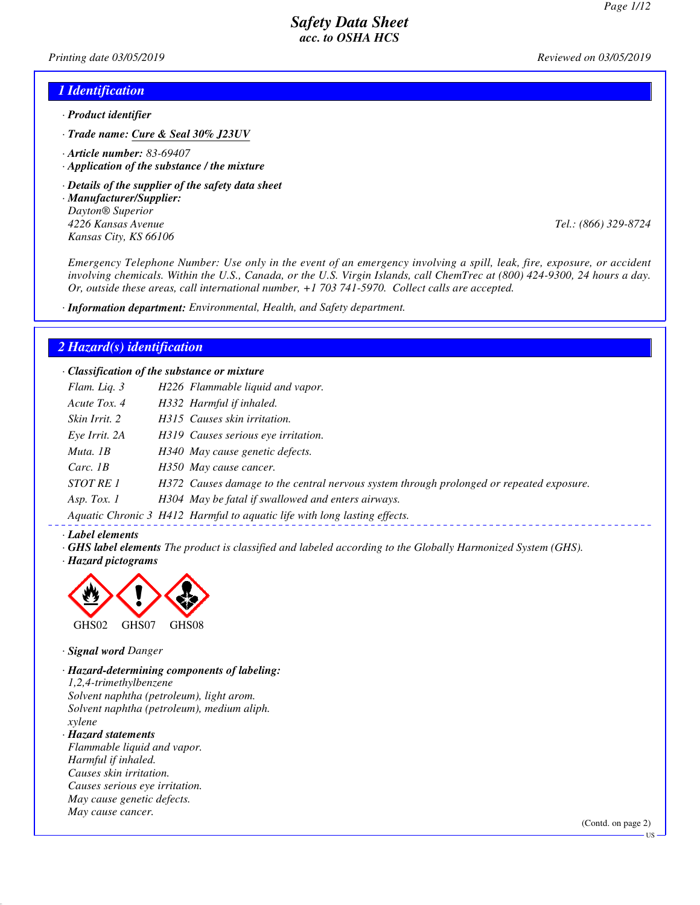# Safety Data Sheet
## acc. to OSHA HCS

*Printing date 03/05/2019* *Reviewed on 03/05/2019*

## 1 Identification

· **Product identifier**

· **Trade name:** Cure & Seal 30% J23UV

· **Article number:** 83-69407

· **Application of the substance / the mixture**

· **Details of the supplier of the safety data sheet**

· **Manufacturer/Supplier:**
Dayton® Superior
4226 Kansas Avenue
Kansas City, KS 66106
Tel.: (866) 329-8724

Emergency Telephone Number: Use only in the event of an emergency involving a spill, leak, fire, exposure, or accident involving chemicals. Within the U.S., Canada, or the U.S. Virgin Islands, call ChemTrec at (800) 424-9300, 24 hours a day. Or, outside these areas, call international number, +1 703 741-5970. Collect calls are accepted.

· **Information department:** Environmental, Health, and Safety department.

## 2 Hazard(s) identification

· **Classification of the substance or mixture**

| | | |
|---|---|---|
| Flam. Liq. 3 | H226 | Flammable liquid and vapor. |
| Acute Tox. 4 | H332 | Harmful if inhaled. |
| Skin Irrit. 2 | H315 | Causes skin irritation. |
| Eye Irrit. 2A | H319 | Causes serious eye irritation. |
| Muta. 1B | H340 | May cause genetic defects. |
| Carc. 1B | H350 | May cause cancer. |
| STOT RE 1 | H372 | Causes damage to the central nervous system through prolonged or repeated exposure. |
| Asp. Tox. 1 | H304 | May be fatal if swallowed and enters airways. |
| Aquatic Chronic 3 | H412 | Harmful to aquatic life with long lasting effects. |

· **Label elements**

· **GHS label elements** The product is classified and labeled according to the Globally Harmonized System (GHS).

· **Hazard pictograms**

GHS02 GHS07 GHS08

· **Signal word** Danger

· **Hazard-determining components of labeling:**
1,2,4-trimethylbenzene
Solvent naphtha (petroleum), light arom.
Solvent naphtha (petroleum), medium aliph.
xylene

· **Hazard statements**
Flammable liquid and vapor.
Harmful if inhaled.
Causes skin irritation.
Causes serious eye irritation.
May cause genetic defects.
May cause cancer.

(Contd. on page 2)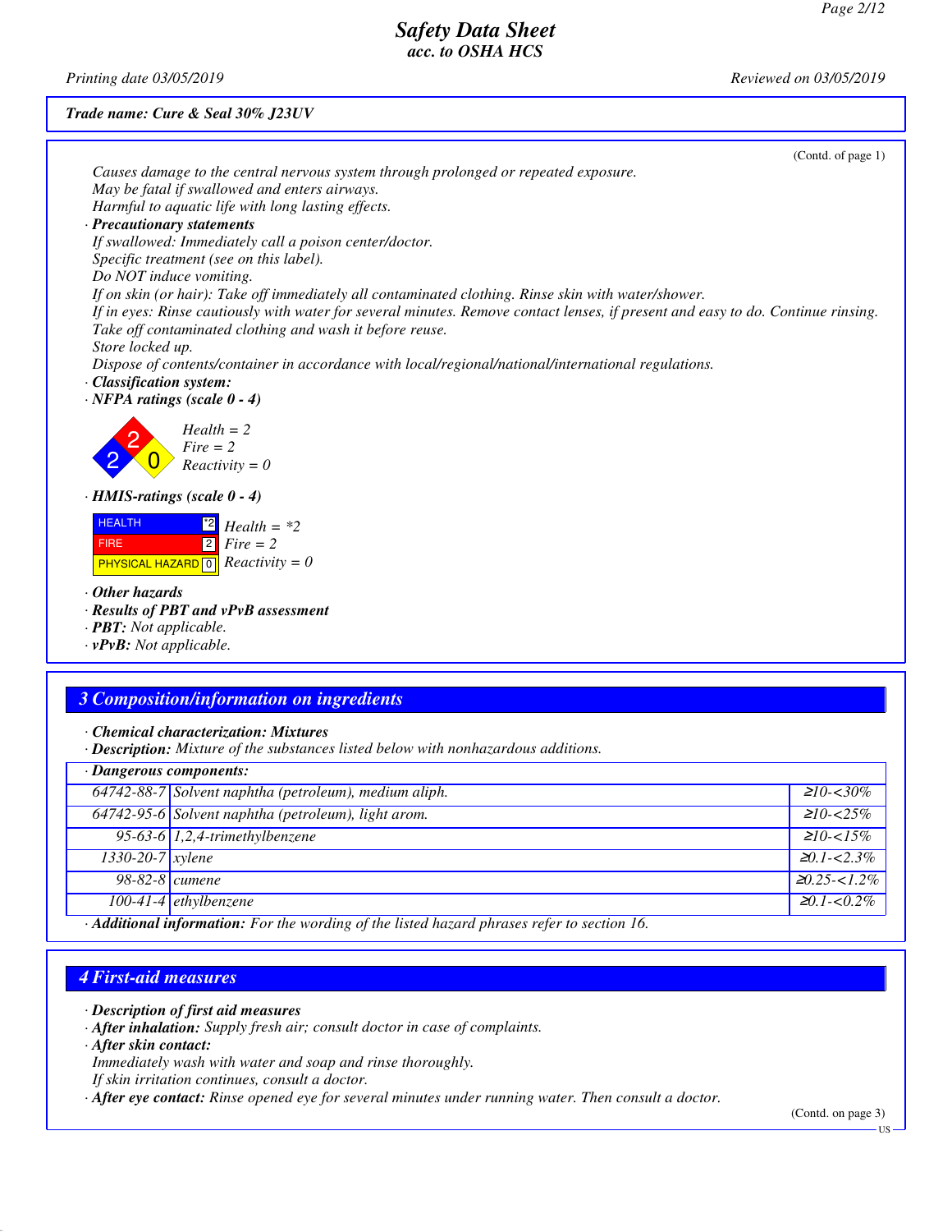(Contd. of page 1)

Causes damage to the central nervous system through prolonged or repeated exposure.
May be fatal if swallowed and enters airways.
Harmful to aquatic life with long lasting effects.

· **Precautionary statements**

If swallowed: Immediately call a poison center/doctor.
Specific treatment (see on this label).
Do NOT induce vomiting.
If on skin (or hair): Take off immediately all contaminated clothing. Rinse skin with water/shower.
If in eyes: Rinse cautiously with water for several minutes. Remove contact lenses, if present and easy to do. Continue rinsing.
Take off contaminated clothing and wash it before reuse.
Store locked up.
Dispose of contents/container in accordance with local/regional/national/international regulations.

· **Classification system:**

· **NFPA ratings (scale 0 - 4)**

Health = 2
Fire = 2
Reactivity = 0

· **HMIS-ratings (scale 0 - 4)**

| | | |
|---|---|---|
| HEALTH | *2 | Health = *2 |
| FIRE | 2 | Fire = 2 |
| PHYSICAL HAZARD | 0 | Reactivity = 0 |

· **Other hazards**

· **Results of PBT and vPvB assessment**

· **PBT:** Not applicable.

· **vPvB:** Not applicable.

## 3 Composition/information on ingredients

· **Chemical characterization: Mixtures**

· **Description:** Mixture of the substances listed below with nonhazardous additions.

| · Dangerous components: | | |
|---|---|---|
| 64742-88-7 | Solvent naphtha (petroleum), medium aliph. | ≥10-<30% |
| 64742-95-6 | Solvent naphtha (petroleum), light arom. | ≥10-<25% |
| 95-63-6 | 1,2,4-trimethylbenzene | ≥10-<15% |
| 1330-20-7 | xylene | ≥0.1-<2.3% |
| 98-82-8 | cumene | ≥0.25-<1.2% |
| 100-41-4 | ethylbenzene | ≥0.1-<0.2% |

· **Additional information:** For the wording of the listed hazard phrases refer to section 16.

## 4 First-aid measures

· **Description of first aid measures**

· **After inhalation:** Supply fresh air; consult doctor in case of complaints.

· **After skin contact:**

Immediately wash with water and soap and rinse thoroughly.
If skin irritation continues, consult a doctor.

· **After eye contact:** Rinse opened eye for several minutes under running water. Then consult a doctor.

(Contd. on page 3)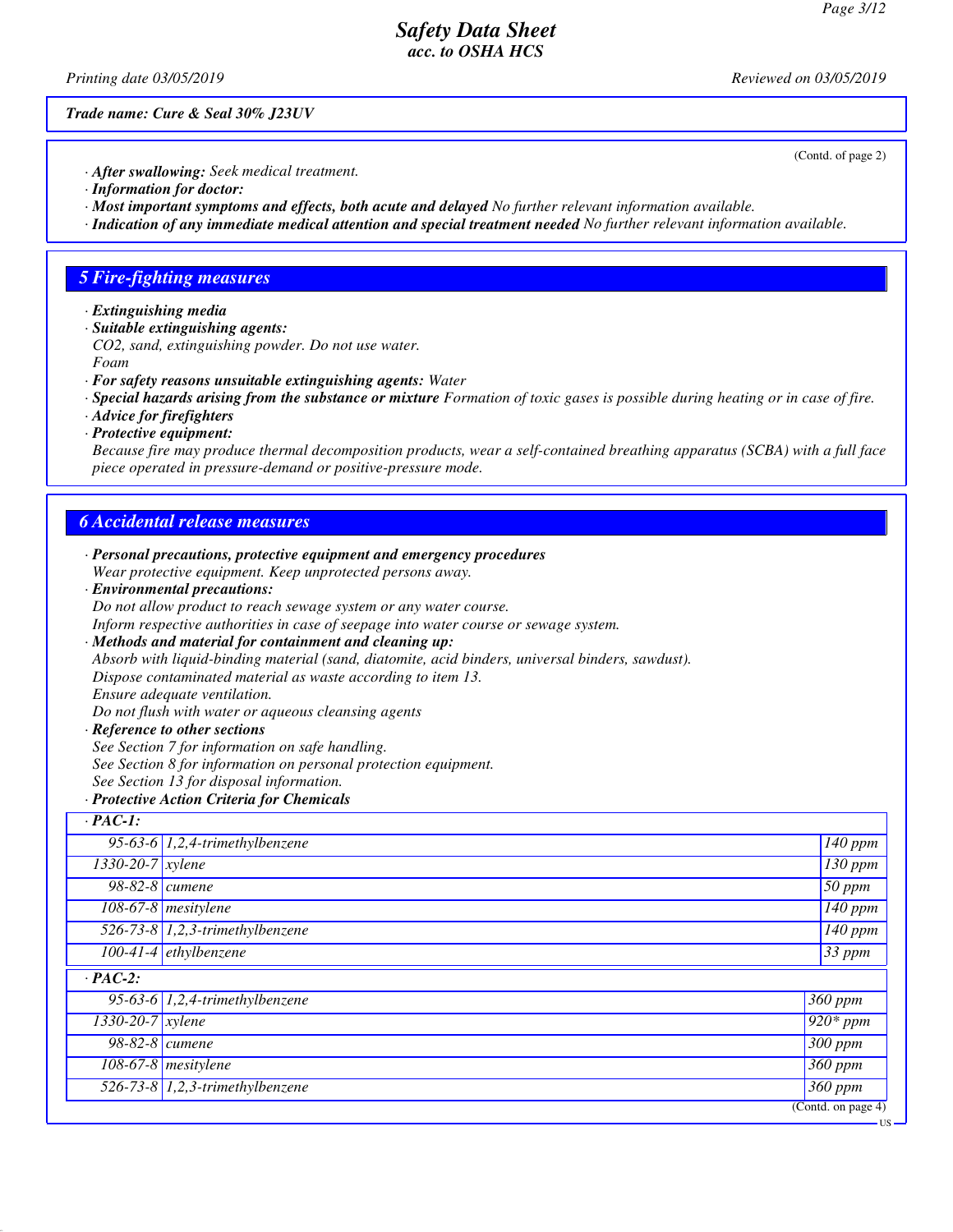(Contd. of page 2)

· **After swallowing:** Seek medical treatment.
· **Information for doctor:**
· **Most important symptoms and effects, both acute and delayed** No further relevant information available.
· **Indication of any immediate medical attention and special treatment needed** No further relevant information available.

## 5 Fire-fighting measures

· **Extinguishing media**
· **Suitable extinguishing agents:**
$CO_2$, sand, extinguishing powder. Do not use water.
Foam
· **For safety reasons unsuitable extinguishing agents:** Water
· **Special hazards arising from the substance or mixture** Formation of toxic gases is possible during heating or in case of fire.
· **Advice for firefighters**
· **Protective equipment:**
Because fire may produce thermal decomposition products, wear a self-contained breathing apparatus (SCBA) with a full face piece operated in pressure-demand or positive-pressure mode.

## 6 Accidental release measures

· **Personal precautions, protective equipment and emergency procedures**
Wear protective equipment. Keep unprotected persons away.
· **Environmental precautions:**
Do not allow product to reach sewage system or any water course.
Inform respective authorities in case of seepage into water course or sewage system.
· **Methods and material for containment and cleaning up:**
Absorb with liquid-binding material (sand, diatomite, acid binders, universal binders, sawdust).
Dispose contaminated material as waste according to item 13.
Ensure adequate ventilation.
Do not flush with water or aqueous cleansing agents
· **Reference to other sections**
See Section 7 for information on safe handling.
See Section 8 for information on personal protection equipment.
See Section 13 for disposal information.
· **Protective Action Criteria for Chemicals**

| · **PAC-1:** | | |
|---|---|---|
| 95-63-6 | 1,2,4-trimethylbenzene | 140 ppm |
| 1330-20-7 | xylene | 130 ppm |
| 98-82-8 | cumene | 50 ppm |
| 108-67-8 | mesitylene | 140 ppm |
| 526-73-8 | 1,2,3-trimethylbenzene | 140 ppm |
| 100-41-4 | ethylbenzene | 33 ppm |
| · **PAC-2:** | | |
| 95-63-6 | 1,2,4-trimethylbenzene | 360 ppm |
| 1330-20-7 | xylene | 920* ppm |
| 98-82-8 | cumene | 300 ppm |
| 108-67-8 | mesitylene | 360 ppm |
| 526-73-8 | 1,2,3-trimethylbenzene | 360 ppm |

(Contd. on page 4)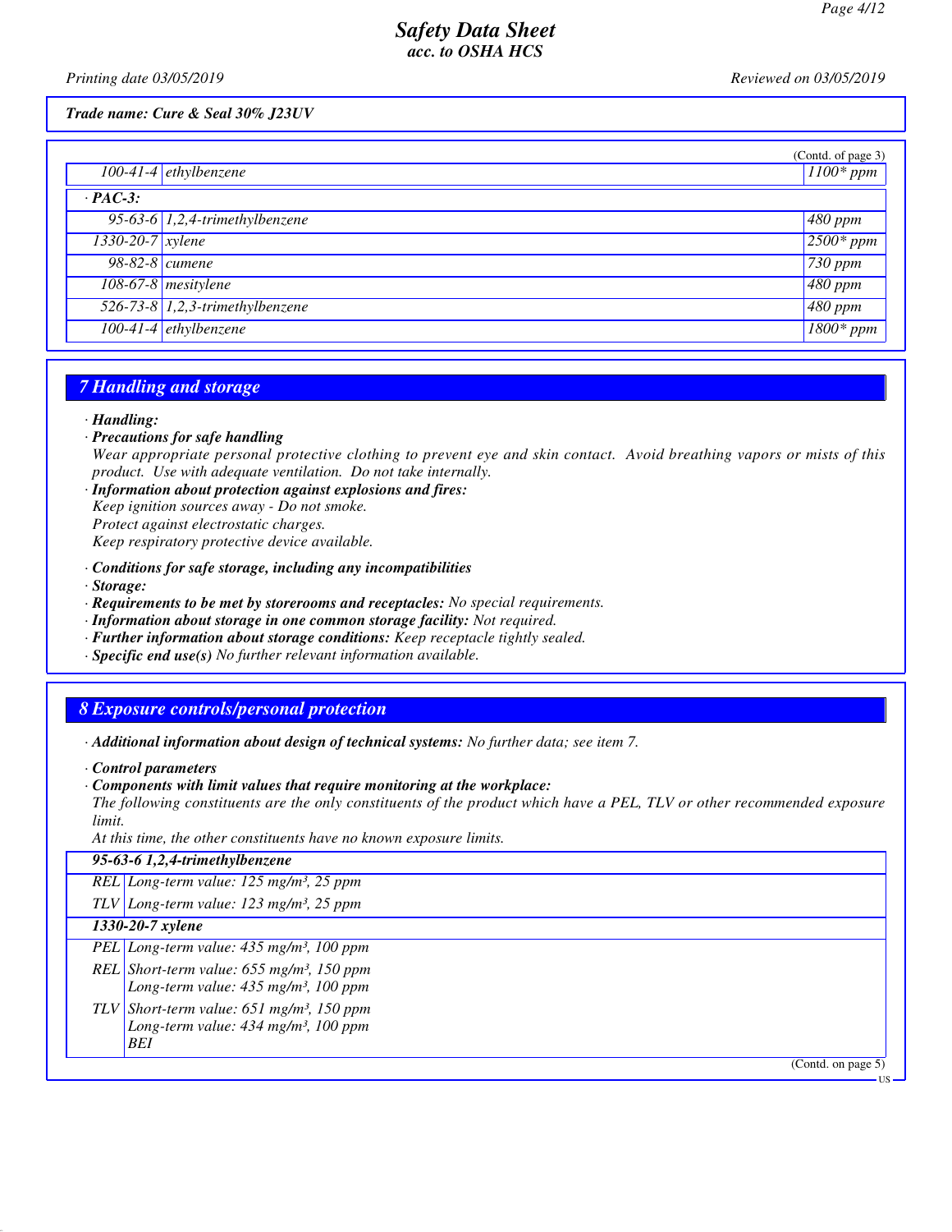(Contd. of page 3)

| | | |
|---|---|---|
| 100-41-4 | ethylbenzene | 1100* ppm |
| **· PAC-3:** | | |
| 95-63-6 | 1,2,4-trimethylbenzene | 480 ppm |
| 1330-20-7 | xylene | 2500* ppm |
| 98-82-8 | cumene | 730 ppm |
| 108-67-8 | mesitylene | 480 ppm |
| 526-73-8 | 1,2,3-trimethylbenzene | 480 ppm |
| 100-41-4 | ethylbenzene | 1800* ppm |

## 7 Handling and storage

· ***Handling:***

· ***Precautions for safe handling***

*Wear appropriate personal protective clothing to prevent eye and skin contact. Avoid breathing vapors or mists of this product. Use with adequate ventilation. Do not take internally.*

· ***Information about protection against explosions and fires:***

*Keep ignition sources away - Do not smoke.*

*Protect against electrostatic charges.*

*Keep respiratory protective device available.*

· ***Conditions for safe storage, including any incompatibilities***

· ***Storage:***

· ***Requirements to be met by storerooms and receptacles:*** *No special requirements.*

· ***Information about storage in one common storage facility:*** *Not required.*

· ***Further information about storage conditions:*** *Keep receptacle tightly sealed.*

· ***Specific end use(s)*** *No further relevant information available.*

## 8 Exposure controls/personal protection

· ***Additional information about design of technical systems:*** *No further data; see item 7.*

· ***Control parameters***

· ***Components with limit values that require monitoring at the workplace:***

*The following constituents are the only constituents of the product which have a PEL, TLV or other recommended exposure limit.*

*At this time, the other constituents have no known exposure limits.*

| | |
|---|---|
| **95-63-6 1,2,4-trimethylbenzene** | |
| REL | Long-term value: 125 mg/m³, 25 ppm |
| TLV | Long-term value: 123 mg/m³, 25 ppm |
| **1330-20-7 xylene** | |
| PEL | Long-term value: 435 mg/m³, 100 ppm |
| REL | Short-term value: 655 mg/m³, 150 ppm<br>Long-term value: 435 mg/m³, 100 ppm |
| TLV | Short-term value: 651 mg/m³, 150 ppm<br>Long-term value: 434 mg/m³, 100 ppm<br>BEI |

(Contd. on page 5)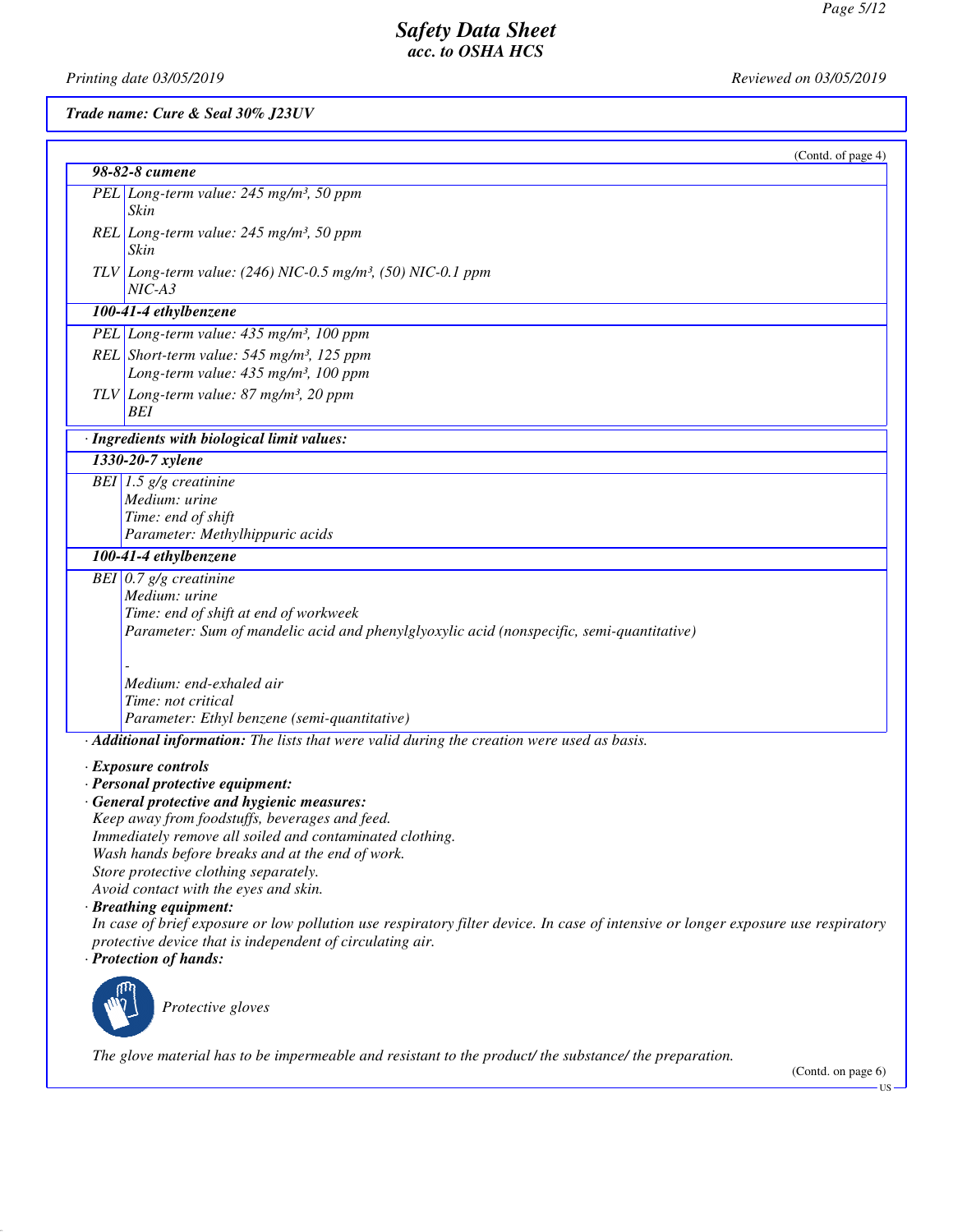Trade name: Cure & Seal 30% J23UV

(Contd. of page 4)

| 98-82-8 cumene | |
|---|---|
| PEL | Long-term value: 245 mg/m³, 50 ppm<br>Skin |
| REL | Long-term value: 245 mg/m³, 50 ppm<br>Skin |
| TLV | Long-term value: (246) NIC-0.5 mg/m³, (50) NIC-0.1 ppm<br>NIC-A3 |

| 100-41-4 ethylbenzene | |
|---|---|
| PEL | Long-term value: 435 mg/m³, 100 ppm |
| REL | Short-term value: 545 mg/m³, 125 ppm<br>Long-term value: 435 mg/m³, 100 ppm |
| TLV | Long-term value: 87 mg/m³, 20 ppm<br>BEI |

· **Ingredients with biological limit values:**

| 1330-20-7 xylene | |
|---|---|
| BEI | 1.5 g/g creatinine<br>Medium: urine<br>Time: end of shift<br>Parameter: Methylhippuric acids |

| 100-41-4 ethylbenzene | |
|---|---|
| BEI | 0.7 g/g creatinine<br>Medium: urine<br>Time: end of shift at end of workweek<br>Parameter: Sum of mandelic acid and phenylglyoxylic acid (nonspecific, semi-quantitative)<br><br>-<br>Medium: end-exhaled air<br>Time: not critical<br>Parameter: Ethyl benzene (semi-quantitative) |

· **Additional information:** The lists that were valid during the creation were used as basis.

· **Exposure controls**
· **Personal protective equipment:**
· **General protective and hygienic measures:**
Keep away from foodstuffs, beverages and feed.
Immediately remove all soiled and contaminated clothing.
Wash hands before breaks and at the end of work.
Store protective clothing separately.
Avoid contact with the eyes and skin.
· **Breathing equipment:**
In case of brief exposure or low pollution use respiratory filter device. In case of intensive or longer exposure use respiratory protective device that is independent of circulating air.
· **Protection of hands:**

Protective gloves

The glove material has to be impermeable and resistant to the product/ the substance/ the preparation.

(Contd. on page 6)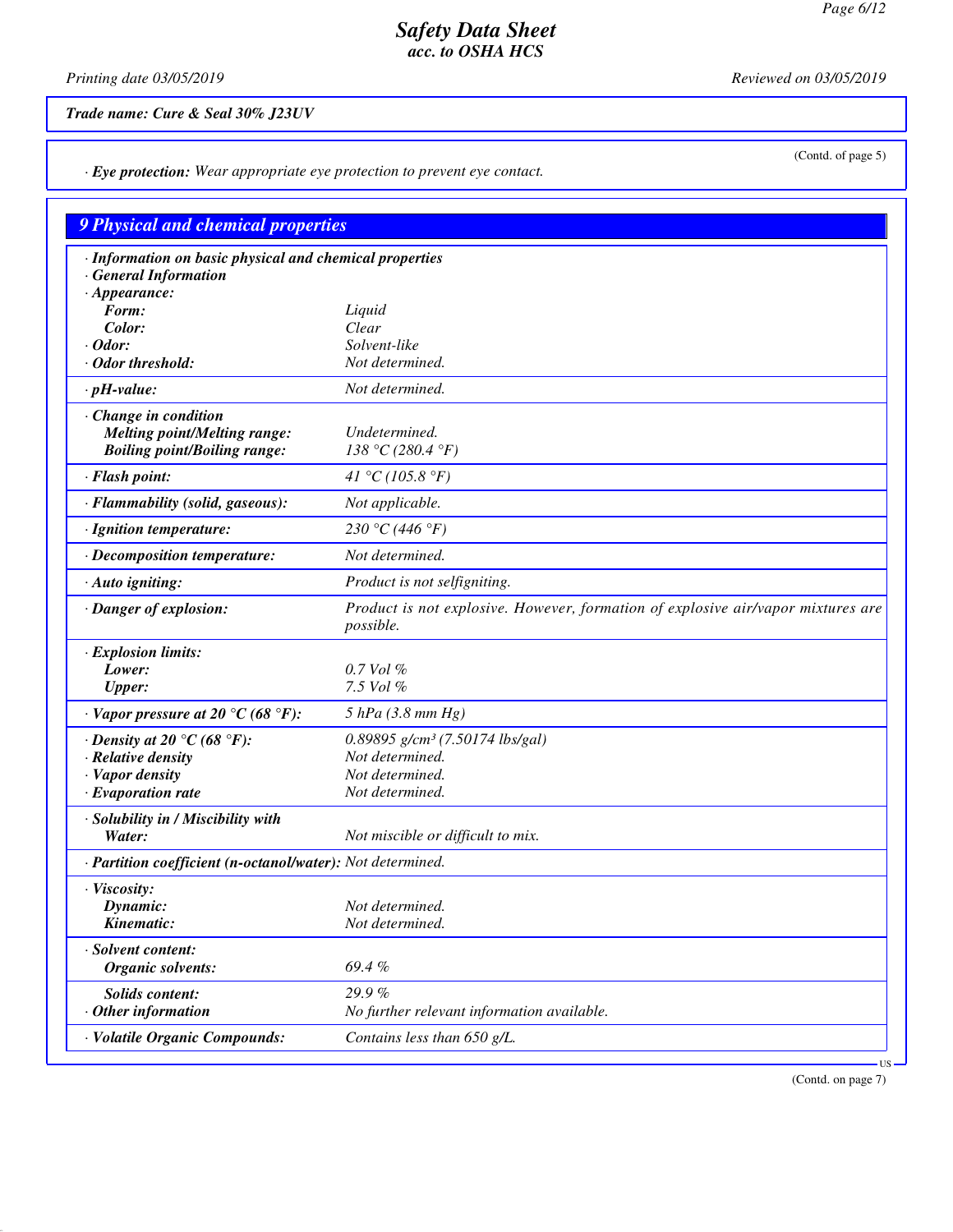# Safety Data Sheet
## acc. to OSHA HCS

Printing date 03/05/2019 — Reviewed on 03/05/2019

**Trade name: Cure & Seal 30% J23UV**

(Contd. of page 5)

· **Eye protection:** *Wear appropriate eye protection to prevent eye contact.*

## 9 Physical and chemical properties

· **Information on basic physical and chemical properties**
· **General Information**
· **Appearance:**

| | |
|---|---|
| **Form:** | Liquid |
| **Color:** | Clear |
| · **Odor:** | Solvent-like |
| · **Odor threshold:** | Not determined. |
| · **pH-value:** | Not determined. |
| · **Change in condition** | |
| **Melting point/Melting range:** | Undetermined. |
| **Boiling point/Boiling range:** | 138 °C (280.4 °F) |
| · **Flash point:** | 41 °C (105.8 °F) |
| · **Flammability (solid, gaseous):** | Not applicable. |
| · **Ignition temperature:** | 230 °C (446 °F) |
| · **Decomposition temperature:** | Not determined. |
| · **Auto igniting:** | Product is not selfigniting. |
| · **Danger of explosion:** | Product is not explosive. However, formation of explosive air/vapor mixtures are possible. |
| · **Explosion limits:** | |
| **Lower:** | 0.7 Vol % |
| **Upper:** | 7.5 Vol % |
| · **Vapor pressure at 20 °C (68 °F):** | 5 hPa (3.8 mm Hg) |
| · **Density at 20 °C (68 °F):** | 0.89895 g/cm³ (7.50174 lbs/gal) |
| · **Relative density** | Not determined. |
| · **Vapor density** | Not determined. |
| · **Evaporation rate** | Not determined. |
| · **Solubility in / Miscibility with** | |
| **Water:** | Not miscible or difficult to mix. |
| · **Partition coefficient (n-octanol/water):** | Not determined. |
| · **Viscosity:** | |
| **Dynamic:** | Not determined. |
| **Kinematic:** | Not determined. |
| · **Solvent content:** | |
| **Organic solvents:** | 69.4 % |
| **Solids content:** | 29.9 % |
| · **Other information** | No further relevant information available. |
| · **Volatile Organic Compounds:** | Contains less than 650 g/L. |

(Contd. on page 7)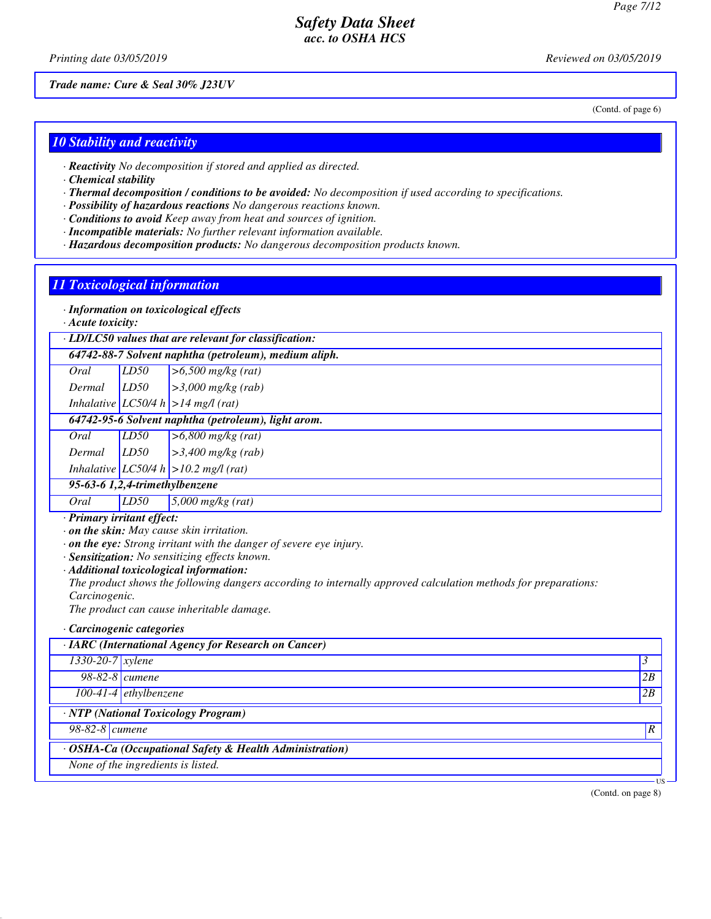*Trade name: Cure & Seal 30% J23UV*

(Contd. of page 6)

## 10 Stability and reactivity

· **Reactivity** *No decomposition if stored and applied as directed.*
· **Chemical stability**
· **Thermal decomposition / conditions to be avoided:** *No decomposition if used according to specifications.*
· **Possibility of hazardous reactions** *No dangerous reactions known.*
· **Conditions to avoid** *Keep away from heat and sources of ignition.*
· **Incompatible materials:** *No further relevant information available.*
· **Hazardous decomposition products:** *No dangerous decomposition products known.*

## 11 Toxicological information

· **Information on toxicological effects**
· **Acute toxicity:**

| · **LD/LC50 values that are relevant for classification:** | | |
|---|---|---|
| **64742-88-7 Solvent naphtha (petroleum), medium aliph.** | | |
| Oral | LD50 | >6,500 mg/kg (rat) |
| Dermal | LD50 | >3,000 mg/kg (rab) |
| Inhalative | LC50/4 h | >14 mg/l (rat) |
| **64742-95-6 Solvent naphtha (petroleum), light arom.** | | |
| Oral | LD50 | >6,800 mg/kg (rat) |
| Dermal | LD50 | >3,400 mg/kg (rab) |
| Inhalative | LC50/4 h | >10.2 mg/l (rat) |
| **95-63-6 1,2,4-trimethylbenzene** | | |
| Oral | LD50 | 5,000 mg/kg (rat) |

· **Primary irritant effect:**
· **on the skin:** *May cause skin irritation.*
· **on the eye:** *Strong irritant with the danger of severe eye injury.*
· **Sensitization:** *No sensitizing effects known.*
· **Additional toxicological information:**
*The product shows the following dangers according to internally approved calculation methods for preparations:*
*Carcinogenic.*
*The product can cause inheritable damage.*

· **Carcinogenic categories**

| · **IARC (International Agency for Research on Cancer)** | | |
|---|---|---|
| 1330-20-7 | xylene | 3 |
| 98-82-8 | cumene | 2B |
| 100-41-4 | ethylbenzene | 2B |

| · **NTP (National Toxicology Program)** | | |
|---|---|---|
| 98-82-8 | cumene | R |

| · **OSHA-Ca (Occupational Safety & Health Administration)** |
|---|
| None of the ingredients is listed. |

(Contd. on page 8)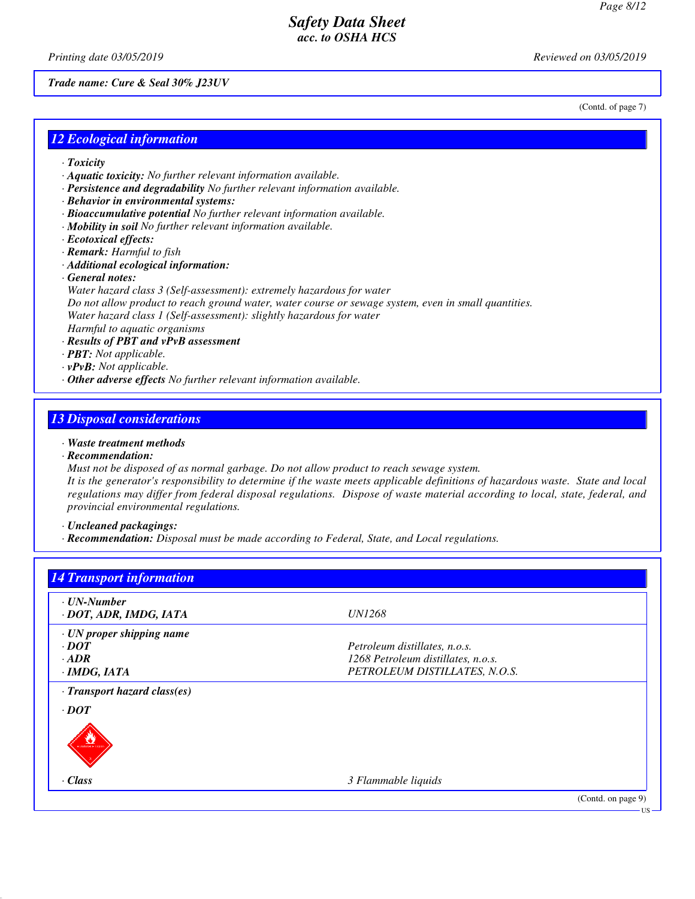Trade name: Cure & Seal 30% J23UV

(Contd. of page 7)

## 12 Ecological information

- **Toxicity**
- **Aquatic toxicity:** No further relevant information available.
- **Persistence and degradability** No further relevant information available.
- **Behavior in environmental systems:**
- **Bioaccumulative potential** No further relevant information available.
- **Mobility in soil** No further relevant information available.
- **Ecotoxical effects:**
- **Remark:** Harmful to fish
- **Additional ecological information:**
- **General notes:**
  Water hazard class 3 (Self-assessment): extremely hazardous for water
  Do not allow product to reach ground water, water course or sewage system, even in small quantities.
  Water hazard class 1 (Self-assessment): slightly hazardous for water
  Harmful to aquatic organisms
- **Results of PBT and vPvB assessment**
- **PBT:** Not applicable.
- **vPvB:** Not applicable.
- **Other adverse effects** No further relevant information available.

## 13 Disposal considerations

- **Waste treatment methods**
- **Recommendation:**
  Must not be disposed of as normal garbage. Do not allow product to reach sewage system.
  It is the generator's responsibility to determine if the waste meets applicable definitions of hazardous waste. State and local regulations may differ from federal disposal regulations. Dispose of waste material according to local, state, federal, and provincial environmental regulations.
- **Uncleaned packagings:**
- **Recommendation:** Disposal must be made according to Federal, State, and Local regulations.

## 14 Transport information

| | |
|---|---|
| **UN-Number** | |
| **DOT, ADR, IMDG, IATA** | UN1268 |
| **UN proper shipping name** | |
| **DOT** | Petroleum distillates, n.o.s. |
| **ADR** | 1268 Petroleum distillates, n.o.s. |
| **IMDG, IATA** | PETROLEUM DISTILLATES, N.O.S. |
| **Transport hazard class(es)** | |
| **DOT** | |
| **Class** | 3 Flammable liquids |

(Contd. on page 9)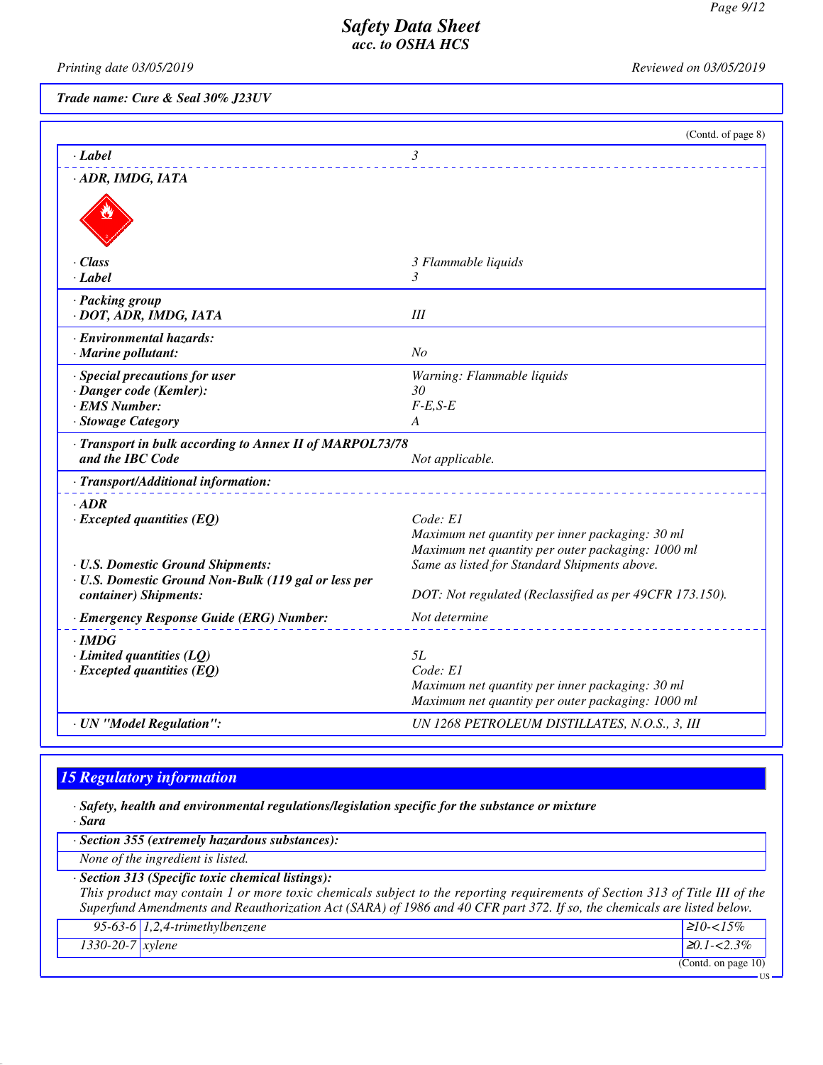Trade name: Cure & Seal 30% J23UV

(Contd. of page 8)

| | |
|---|---|
| · **Label** | 3 |
| · **ADR, IMDG, IATA** | |
| · **Class** | 3 Flammable liquids |
| · **Label** | 3 |
| · **Packing group** | |
| · **DOT, ADR, IMDG, IATA** | III |
| · **Environmental hazards:** | |
| · **Marine pollutant:** | No |
| · **Special precautions for user** | Warning: Flammable liquids |
| · **Danger code (Kemler):** | 30 |
| · **EMS Number:** | F-E,S-E |
| · **Stowage Category** | A |
| · **Transport in bulk according to Annex II of MARPOL73/78 and the IBC Code** | Not applicable. |
| · **Transport/Additional information:** | |
| · **ADR** | |
| · **Excepted quantities (EQ)** | Code: E1<br>Maximum net quantity per inner packaging: 30 ml<br>Maximum net quantity per outer packaging: 1000 ml |
| · **U.S. Domestic Ground Shipments:** | Same as listed for Standard Shipments above. |
| · **U.S. Domestic Ground Non-Bulk (119 gal or less per container) Shipments:** | DOT: Not regulated (Reclassified as per 49CFR 173.150). |
| · **Emergency Response Guide (ERG) Number:** | Not determine |
| · **IMDG** | |
| · **Limited quantities (LQ)** | 5L |
| · **Excepted quantities (EQ)** | Code: E1<br>Maximum net quantity per inner packaging: 30 ml<br>Maximum net quantity per outer packaging: 1000 ml |
| · **UN "Model Regulation":** | UN 1268 PETROLEUM DISTILLATES, N.O.S., 3, III |

## 15 Regulatory information

· **Safety, health and environmental regulations/legislation specific for the substance or mixture**

· **Sara**

· **Section 355 (extremely hazardous substances):**

None of the ingredient is listed.

· **Section 313 (Specific toxic chemical listings):**

This product may contain 1 or more toxic chemicals subject to the reporting requirements of Section 313 of Title III of the Superfund Amendments and Reauthorization Act (SARA) of 1986 and 40 CFR part 372. If so, the chemicals are listed below.

| | | |
|---|---|---|
| 95-63-6 | 1,2,4-trimethylbenzene | ≥10-<15% |
| 1330-20-7 | xylene | ≥0.1-<2.3% |

(Contd. on page 10)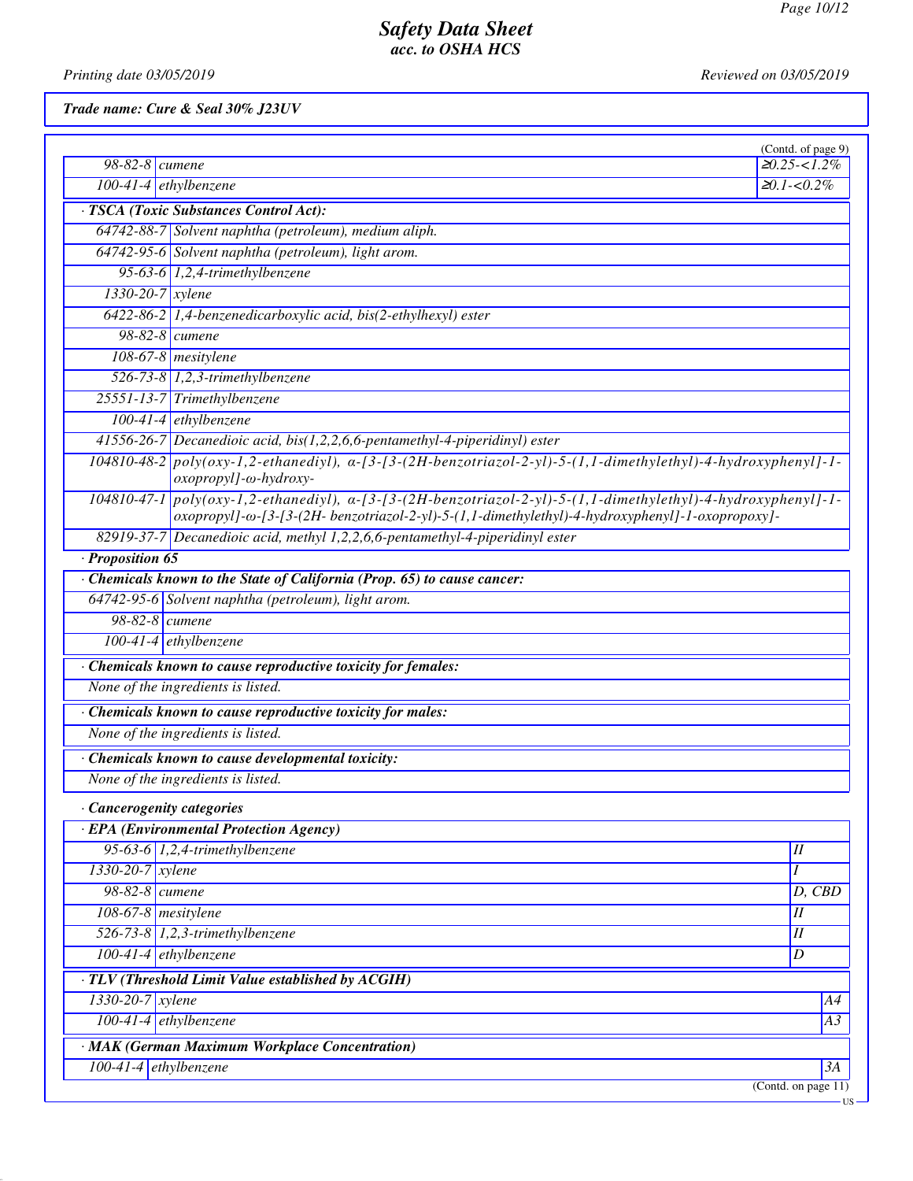# Safety Data Sheet
## acc. to OSHA HCS

Printing date 03/05/2019 Reviewed on 03/05/2019

**Trade name: Cure & Seal 30% J23UV**

(Contd. of page 9)

| | | |
|---|---|---|
| 98-82-8 | cumene | ≥0.25-<1.2% |
| 100-41-4 | ethylbenzene | ≥0.1-<0.2% |

**· TSCA (Toxic Substances Control Act):**

| | |
|---|---|
| 64742-88-7 | Solvent naphtha (petroleum), medium aliph. |
| 64742-95-6 | Solvent naphtha (petroleum), light arom. |
| 95-63-6 | 1,2,4-trimethylbenzene |
| 1330-20-7 | xylene |
| 6422-86-2 | 1,4-benzenedicarboxylic acid, bis(2-ethylhexyl) ester |
| 98-82-8 | cumene |
| 108-67-8 | mesitylene |
| 526-73-8 | 1,2,3-trimethylbenzene |
| 25551-13-7 | Trimethylbenzene |
| 100-41-4 | ethylbenzene |
| 41556-26-7 | Decanedioic acid, bis(1,2,2,6,6-pentamethyl-4-piperidinyl) ester |
| 104810-48-2 | poly(oxy-1,2-ethanediyl), α-[3-[3-(2H-benzotriazol-2-yl)-5-(1,1-dimethylethyl)-4-hydroxyphenyl]-1-oxopropyl]-ω-hydroxy- |
| 104810-47-1 | poly(oxy-1,2-ethanediyl), α-[3-[3-(2H-benzotriazol-2-yl)-5-(1,1-dimethylethyl)-4-hydroxyphenyl]-1-oxopropyl]-ω-[3-[3-(2H- benzotriazol-2-yl)-5-(1,1-dimethylethyl)-4-hydroxyphenyl]-1-oxopropoxy]- |
| 82919-37-7 | Decanedioic acid, methyl 1,2,2,6,6-pentamethyl-4-piperidinyl ester |

**· Proposition 65**

**· Chemicals known to the State of California (Prop. 65) to cause cancer:**

| | |
|---|---|
| 64742-95-6 | Solvent naphtha (petroleum), light arom. |
| 98-82-8 | cumene |
| 100-41-4 | ethylbenzene |

**· Chemicals known to cause reproductive toxicity for females:**

None of the ingredients is listed.

**· Chemicals known to cause reproductive toxicity for males:**

None of the ingredients is listed.

**· Chemicals known to cause developmental toxicity:**

None of the ingredients is listed.

**· Cancerogenity categories**

**· EPA (Environmental Protection Agency)**

| | | |
|---|---|---|
| 95-63-6 | 1,2,4-trimethylbenzene | II |
| 1330-20-7 | xylene | I |
| 98-82-8 | cumene | D, CBD |
| 108-67-8 | mesitylene | II |
| 526-73-8 | 1,2,3-trimethylbenzene | II |
| 100-41-4 | ethylbenzene | D |

**· TLV (Threshold Limit Value established by ACGIH)**

| | | |
|---|---|---|
| 1330-20-7 | xylene | A4 |
| 100-41-4 | ethylbenzene | A3 |

**· MAK (German Maximum Workplace Concentration)**

| | | |
|---|---|---|
| 100-41-4 | ethylbenzene | 3A |

(Contd. on page 11)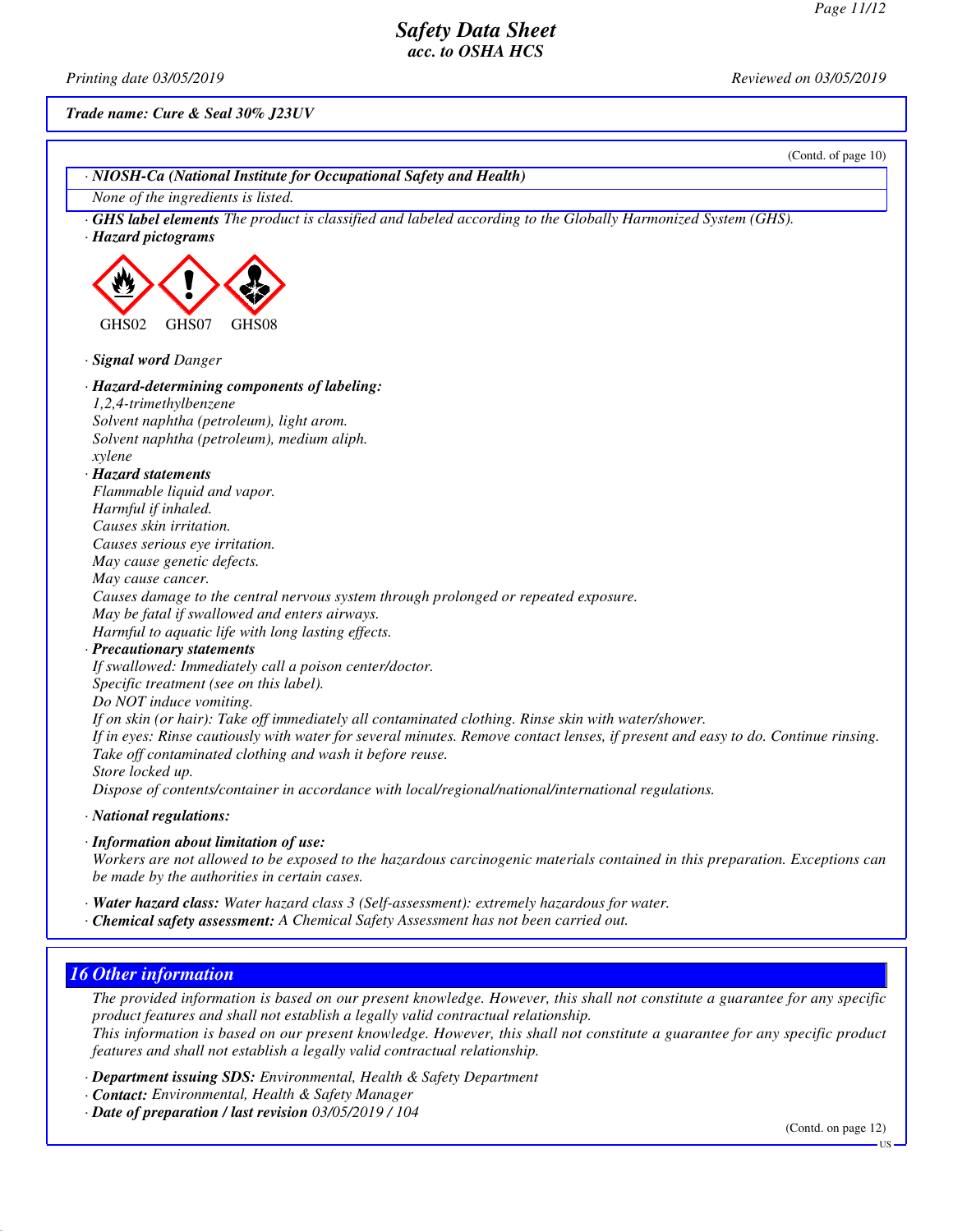**Trade name: Cure & Seal 30% J23UV**

(Contd. of page 10)

· **NIOSH-Ca (National Institute for Occupational Safety and Health)**

None of the ingredients is listed.

· **GHS label elements** The product is classified and labeled according to the Globally Harmonized System (GHS).

· **Hazard pictograms**

GHS02 GHS07 GHS08

· **Signal word** Danger

· **Hazard-determining components of labeling:**

1,2,4-trimethylbenzene
Solvent naphtha (petroleum), light arom.
Solvent naphtha (petroleum), medium aliph.
xylene

· **Hazard statements**

Flammable liquid and vapor.
Harmful if inhaled.
Causes skin irritation.
Causes serious eye irritation.
May cause genetic defects.
May cause cancer.
Causes damage to the central nervous system through prolonged or repeated exposure.
May be fatal if swallowed and enters airways.
Harmful to aquatic life with long lasting effects.

· **Precautionary statements**

If swallowed: Immediately call a poison center/doctor.
Specific treatment (see on this label).
Do NOT induce vomiting.
If on skin (or hair): Take off immediately all contaminated clothing. Rinse skin with water/shower.
If in eyes: Rinse cautiously with water for several minutes. Remove contact lenses, if present and easy to do. Continue rinsing.
Take off contaminated clothing and wash it before reuse.
Store locked up.
Dispose of contents/container in accordance with local/regional/national/international regulations.

· **National regulations:**

· **Information about limitation of use:**

Workers are not allowed to be exposed to the hazardous carcinogenic materials contained in this preparation. Exceptions can be made by the authorities in certain cases.

· **Water hazard class:** Water hazard class 3 (Self-assessment): extremely hazardous for water.

· **Chemical safety assessment:** A Chemical Safety Assessment has not been carried out.

## 16 Other information

The provided information is based on our present knowledge. However, this shall not constitute a guarantee for any specific product features and shall not establish a legally valid contractual relationship.

This information is based on our present knowledge. However, this shall not constitute a guarantee for any specific product features and shall not establish a legally valid contractual relationship.

· **Department issuing SDS:** Environmental, Health & Safety Department

· **Contact:** Environmental, Health & Safety Manager

· **Date of preparation / last revision** 03/05/2019 / 104

(Contd. on page 12)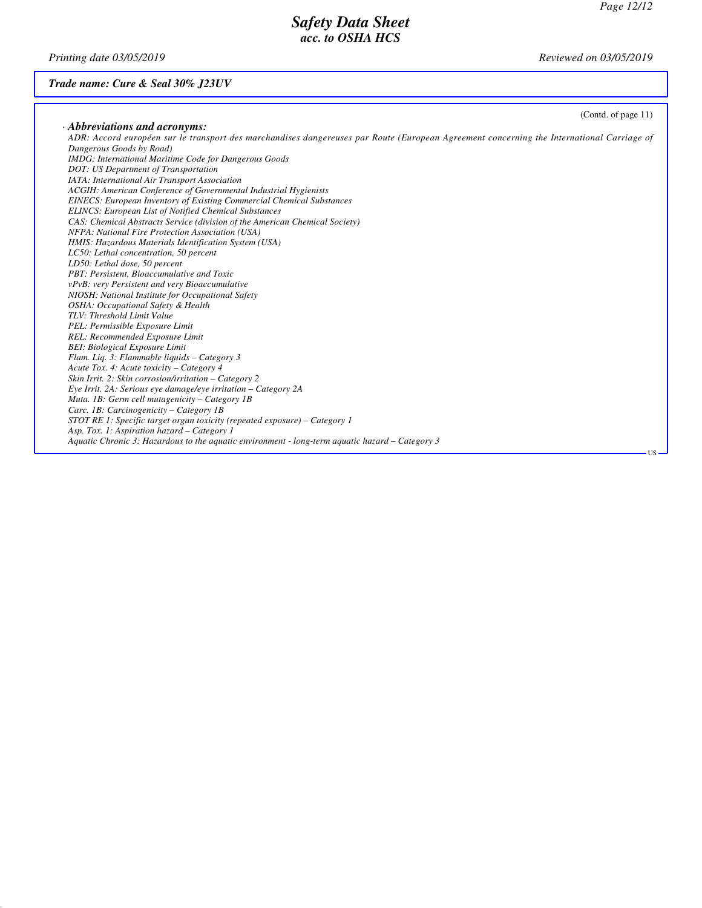*Trade name: Cure & Seal 30% J23UV*

(Contd. of page 11)

· ***Abbreviations and acronyms:***

*ADR: Accord européen sur le transport des marchandises dangereuses par Route (European Agreement concerning the International Carriage of Dangerous Goods by Road)*
*IMDG: International Maritime Code for Dangerous Goods*
*DOT: US Department of Transportation*
*IATA: International Air Transport Association*
*ACGIH: American Conference of Governmental Industrial Hygienists*
*EINECS: European Inventory of Existing Commercial Chemical Substances*
*ELINCS: European List of Notified Chemical Substances*
*CAS: Chemical Abstracts Service (division of the American Chemical Society)*
*NFPA: National Fire Protection Association (USA)*
*HMIS: Hazardous Materials Identification System (USA)*
*LC50: Lethal concentration, 50 percent*
*LD50: Lethal dose, 50 percent*
*PBT: Persistent, Bioaccumulative and Toxic*
*vPvB: very Persistent and very Bioaccumulative*
*NIOSH: National Institute for Occupational Safety*
*OSHA: Occupational Safety & Health*
*TLV: Threshold Limit Value*
*PEL: Permissible Exposure Limit*
*REL: Recommended Exposure Limit*
*BEI: Biological Exposure Limit*
*Flam. Liq. 3: Flammable liquids – Category 3*
*Acute Tox. 4: Acute toxicity – Category 4*
*Skin Irrit. 2: Skin corrosion/irritation – Category 2*
*Eye Irrit. 2A: Serious eye damage/eye irritation – Category 2A*
*Muta. 1B: Germ cell mutagenicity – Category 1B*
*Carc. 1B: Carcinogenicity – Category 1B*
*STOT RE 1: Specific target organ toxicity (repeated exposure) – Category 1*
*Asp. Tox. 1: Aspiration hazard – Category 1*
*Aquatic Chronic 3: Hazardous to the aquatic environment - long-term aquatic hazard – Category 3*